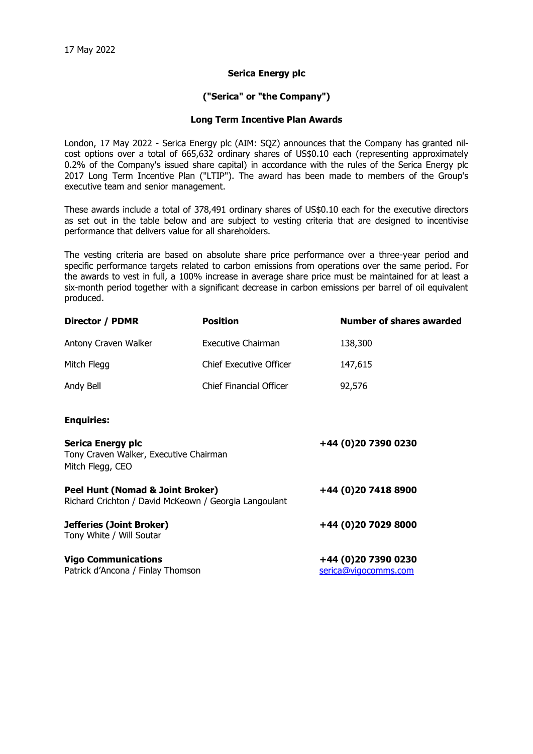17 May 2022

# Serica Energy plc

## ("Serica" or "the Company")

## Long Term Incentive Plan Awards

London, 17 May 2022 - Serica Energy plc (AIM: SQZ) announces that the Company has granted nil-cost options over a total of 665,632 ordinary shares of US$0.10 each (representing approximately 0.2% of the Company's issued share capital) in accordance with the rules of the Serica Energy plc 2017 Long Term Incentive Plan ("LTIP"). The award has been made to members of the Group's executive team and senior management.

These awards include a total of 378,491 ordinary shares of US$0.10 each for the executive directors as set out in the table below and are subject to vesting criteria that are designed to incentivise performance that delivers value for all shareholders.

The vesting criteria are based on absolute share price performance over a three-year period and specific performance targets related to carbon emissions from operations over the same period. For the awards to vest in full, a 100% increase in average share price must be maintained for at least a six-month period together with a significant decrease in carbon emissions per barrel of oil equivalent produced.

| Director / PDMR | Position | Number of shares awarded |
|---|---|---|
| Antony Craven Walker | Executive Chairman | 138,300 |
| Mitch Flegg | Chief Executive Officer | 147,615 |
| Andy Bell | Chief Financial Officer | 92,576 |

**Enquiries:**

| | |
|---|---|
| **Serica Energy plc**<br>Tony Craven Walker, Executive Chairman<br>Mitch Flegg, CEO | **+44 (0)20 7390 0230** |
| **Peel Hunt (Nomad & Joint Broker)**<br>Richard Crichton / David McKeown / Georgia Langoulant | **+44 (0)20 7418 8900** |
| **Jefferies (Joint Broker)**<br>Tony White / Will Soutar | **+44 (0)20 7029 8000** |
| **Vigo Communications**<br>Patrick d'Ancona / Finlay Thomson | **+44 (0)20 7390 0230**<br>serica@vigocomms.com |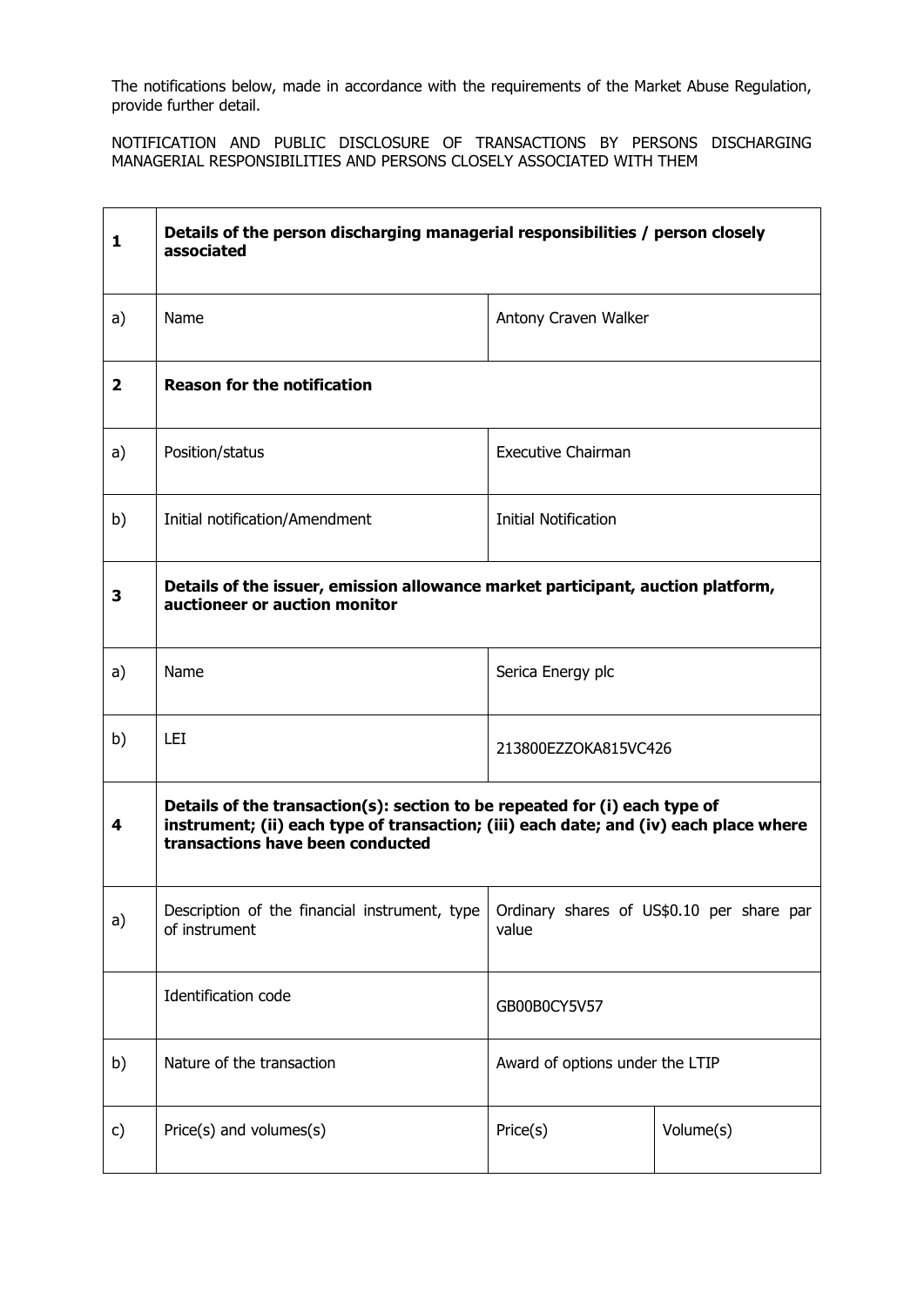The notifications below, made in accordance with the requirements of the Market Abuse Regulation, provide further detail.

NOTIFICATION AND PUBLIC DISCLOSURE OF TRANSACTIONS BY PERSONS DISCHARGING MANAGERIAL RESPONSIBILITIES AND PERSONS CLOSELY ASSOCIATED WITH THEM

| | | | |
|---|---|---|---|
| **1** | **Details of the person discharging managerial responsibilities / person closely associated** | | |
| a) | Name | Antony Craven Walker | |
| **2** | **Reason for the notification** | | |
| a) | Position/status | Executive Chairman | |
| b) | Initial notification/Amendment | Initial Notification | |
| **3** | **Details of the issuer, emission allowance market participant, auction platform, auctioneer or auction monitor** | | |
| a) | Name | Serica Energy plc | |
| b) | LEI | 213800EZZOKA815VC426 | |
| **4** | **Details of the transaction(s): section to be repeated for (i) each type of instrument; (ii) each type of transaction; (iii) each date; and (iv) each place where transactions have been conducted** | | |
| a) | Description of the financial instrument, type of instrument | Ordinary shares of US$0.10 per share par value | |
| | Identification code | GB00B0CY5V57 | |
| b) | Nature of the transaction | Award of options under the LTIP | |
| c) | Price(s) and volumes(s) | Price(s) | Volume(s) |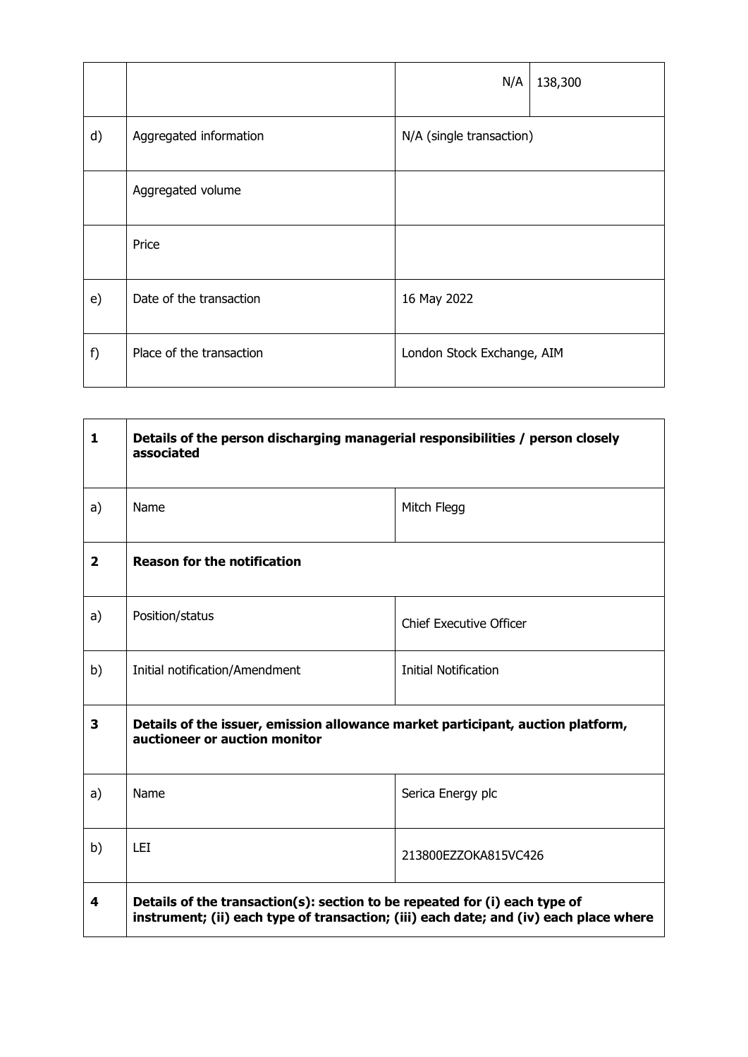| | | | |
|---|---|---|---|
| | | N/A | 138,300 |
| d) | Aggregated information | N/A (single transaction) | |
| | Aggregated volume | | |
| | Price | | |
| e) | Date of the transaction | 16 May 2022 | |
| f) | Place of the transaction | London Stock Exchange, AIM | |

| | | |
|---|---|---|
| **1** | **Details of the person discharging managerial responsibilities / person closely associated** | |
| a) | Name | Mitch Flegg |
| **2** | **Reason for the notification** | |
| a) | Position/status | Chief Executive Officer |
| b) | Initial notification/Amendment | Initial Notification |
| **3** | **Details of the issuer, emission allowance market participant, auction platform, auctioneer or auction monitor** | |
| a) | Name | Serica Energy plc |
| b) | LEI | 213800EZZOKA815VC426 |
| **4** | **Details of the transaction(s): section to be repeated for (i) each type of instrument; (ii) each type of transaction; (iii) each date; and (iv) each place where** | |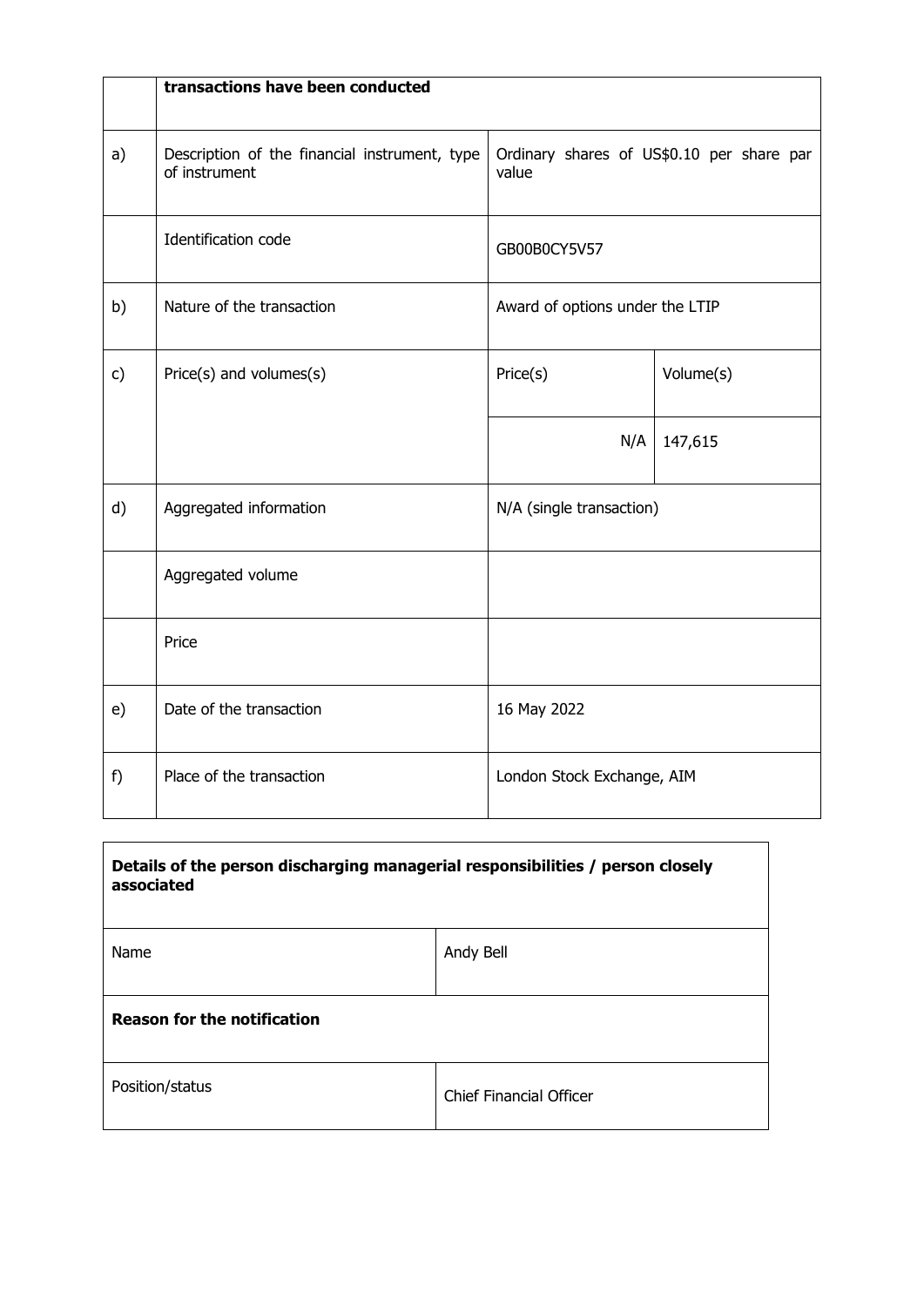|  | **transactions have been conducted** |  |  |
|---|---|---|---|
| a) | Description of the financial instrument, type of instrument | Ordinary shares of US$0.10 per share par value |  |
|  | Identification code | GB00B0CY5V57 |  |
| b) | Nature of the transaction | Award of options under the LTIP |  |
| c) | Price(s) and volumes(s) | Price(s) | Volume(s) |
|  |  | N/A | 147,615 |
| d) | Aggregated information | N/A (single transaction) |  |
|  | Aggregated volume |  |  |
|  | Price |  |  |
| e) | Date of the transaction | 16 May 2022 |  |
| f) | Place of the transaction | London Stock Exchange, AIM |  |

| **Details of the person discharging managerial responsibilities / person closely associated** |  |
|---|---|
| Name | Andy Bell |
| **Reason for the notification** |  |
| Position/status | Chief Financial Officer |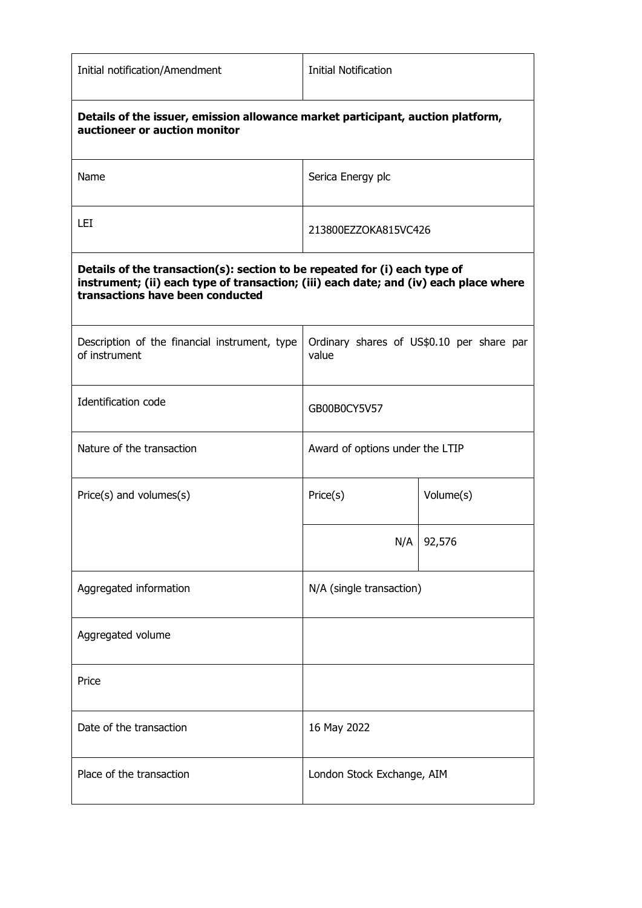| | | |
|---|---|---|
| Initial notification/Amendment | Initial Notification | |
| **Details of the issuer, emission allowance market participant, auction platform, auctioneer or auction monitor** | | |
| Name | Serica Energy plc | |
| LEI | 213800EZZOKA815VC426 | |
| **Details of the transaction(s): section to be repeated for (i) each type of instrument; (ii) each type of transaction; (iii) each date; and (iv) each place where transactions have been conducted** | | |
| Description of the financial instrument, type of instrument | Ordinary shares of US$0.10 per share par value | |
| Identification code | GB00B0CY5V57 | |
| Nature of the transaction | Award of options under the LTIP | |
| Price(s) and volumes(s) | Price(s) | Volume(s) |
| | N/A | 92,576 |
| Aggregated information | N/A (single transaction) | |
| Aggregated volume | | |
| Price | | |
| Date of the transaction | 16 May 2022 | |
| Place of the transaction | London Stock Exchange, AIM | |